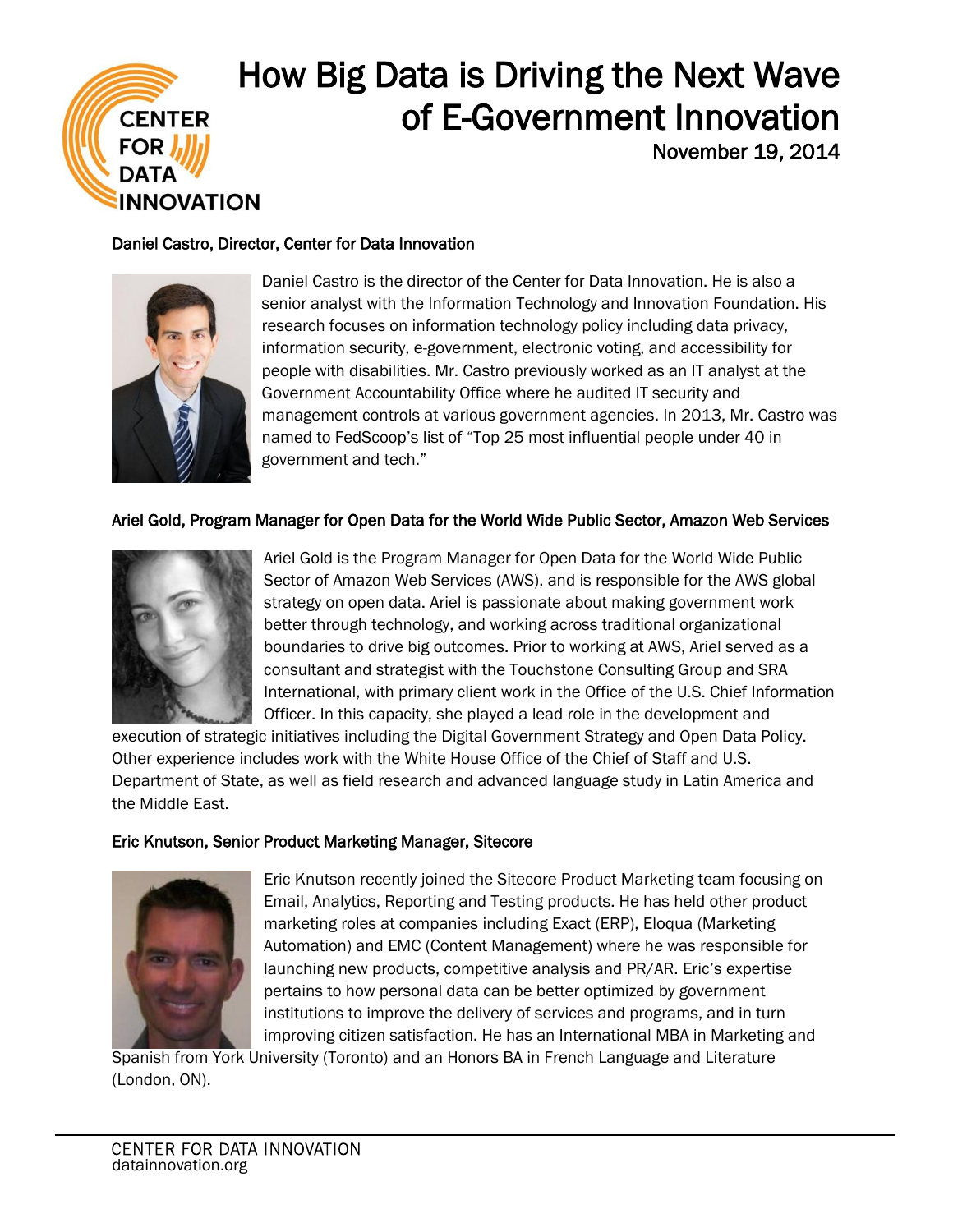# How Big Data is Driving the Next Wave of E-Government Innovation

November 19, 2014

### Daniel Castro, Director, Center for Data Innovation

Daniel Castro is the director of the Center for Data Innovation. He is also a senior analyst with the Information Technology and Innovation Foundation. His research focuses on information technology policy including data privacy, information security, e-government, electronic voting, and accessibility for people with disabilities. Mr. Castro previously worked as an IT analyst at the Government Accountability Office where he audited IT security and management controls at various government agencies. In 2013, Mr. Castro was named to FedScoop's list of "Top 25 most influential people under 40 in government and tech."

### Ariel Gold, Program Manager for Open Data for the World Wide Public Sector, Amazon Web Services

Ariel Gold is the Program Manager for Open Data for the World Wide Public Sector of Amazon Web Services (AWS), and is responsible for the AWS global strategy on open data. Ariel is passionate about making government work better through technology, and working across traditional organizational boundaries to drive big outcomes. Prior to working at AWS, Ariel served as a consultant and strategist with the Touchstone Consulting Group and SRA International, with primary client work in the Office of the U.S. Chief Information Officer. In this capacity, she played a lead role in the development and execution of strategic initiatives including the Digital Government Strategy and Open Data Policy. Other experience includes work with the White House Office of the Chief of Staff and U.S. Department of State, as well as field research and advanced language study in Latin America and the Middle East.

### Eric Knutson, Senior Product Marketing Manager, Sitecore

Eric Knutson recently joined the Sitecore Product Marketing team focusing on Email, Analytics, Reporting and Testing products. He has held other product marketing roles at companies including Exact (ERP), Eloqua (Marketing Automation) and EMC (Content Management) where he was responsible for launching new products, competitive analysis and PR/AR. Eric's expertise pertains to how personal data can be better optimized by government institutions to improve the delivery of services and programs, and in turn improving citizen satisfaction. He has an International MBA in Marketing and Spanish from York University (Toronto) and an Honors BA in French Language and Literature (London, ON).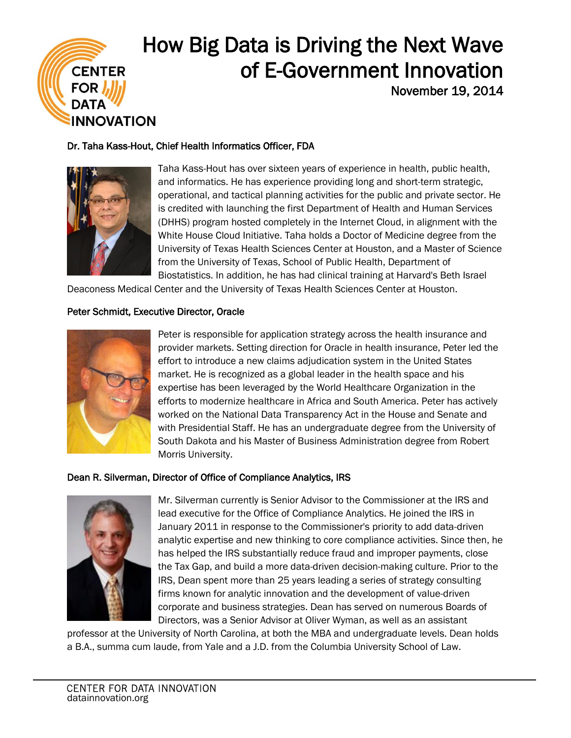# How Big Data is Driving the Next Wave of E-Government Innovation

November 19, 2014

**Dr. Taha Kass-Hout, Chief Health Informatics Officer, FDA**

Taha Kass-Hout has over sixteen years of experience in health, public health, and informatics. He has experience providing long and short-term strategic, operational, and tactical planning activities for the public and private sector. He is credited with launching the first Department of Health and Human Services (DHHS) program hosted completely in the Internet Cloud, in alignment with the White House Cloud Initiative. Taha holds a Doctor of Medicine degree from the University of Texas Health Sciences Center at Houston, and a Master of Science from the University of Texas, School of Public Health, Department of Biostatistics. In addition, he has had clinical training at Harvard's Beth Israel Deaconess Medical Center and the University of Texas Health Sciences Center at Houston.

**Peter Schmidt, Executive Director, Oracle**

Peter is responsible for application strategy across the health insurance and provider markets. Setting direction for Oracle in health insurance, Peter led the effort to introduce a new claims adjudication system in the United States market. He is recognized as a global leader in the health space and his expertise has been leveraged by the World Healthcare Organization in the efforts to modernize healthcare in Africa and South America. Peter has actively worked on the National Data Transparency Act in the House and Senate and with Presidential Staff. He has an undergraduate degree from the University of South Dakota and his Master of Business Administration degree from Robert Morris University.

**Dean R. Silverman, Director of Office of Compliance Analytics, IRS**

Mr. Silverman currently is Senior Advisor to the Commissioner at the IRS and lead executive for the Office of Compliance Analytics. He joined the IRS in January 2011 in response to the Commissioner's priority to add data-driven analytic expertise and new thinking to core compliance activities. Since then, he has helped the IRS substantially reduce fraud and improper payments, close the Tax Gap, and build a more data-driven decision-making culture. Prior to the IRS, Dean spent more than 25 years leading a series of strategy consulting firms known for analytic innovation and the development of value-driven corporate and business strategies. Dean has served on numerous Boards of Directors, was a Senior Advisor at Oliver Wyman, as well as an assistant professor at the University of North Carolina, at both the MBA and undergraduate levels. Dean holds a B.A., summa cum laude, from Yale and a J.D. from the Columbia University School of Law.